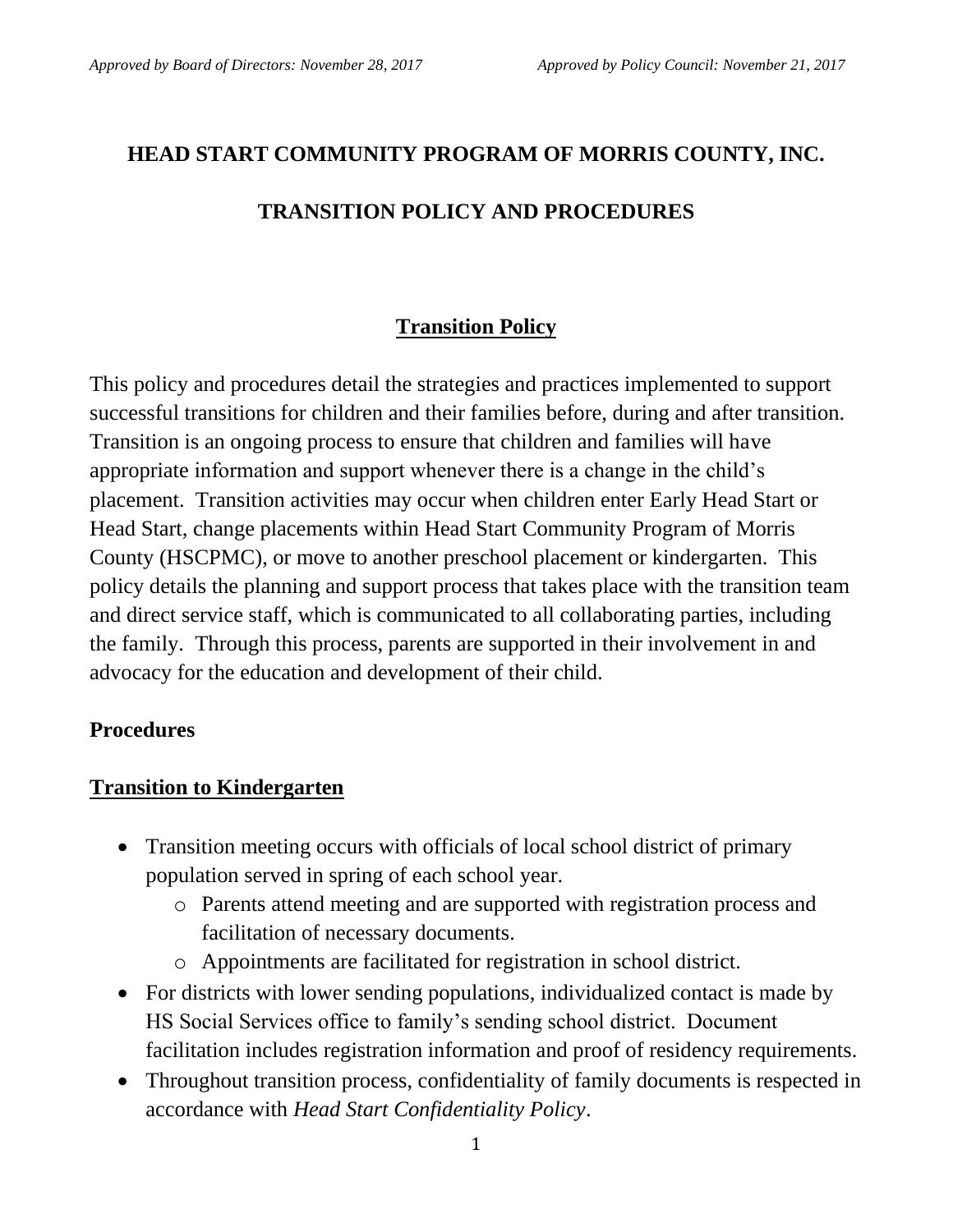*Approved by Board of Directors: November 28, 2017*

*Approved by Policy Council: November 21, 2017*

# HEAD START COMMUNITY PROGRAM OF MORRIS COUNTY, INC.

# TRANSITION POLICY AND PROCEDURES

## Transition Policy

This policy and procedures detail the strategies and practices implemented to support successful transitions for children and their families before, during and after transition. Transition is an ongoing process to ensure that children and families will have appropriate information and support whenever there is a change in the child's placement. Transition activities may occur when children enter Early Head Start or Head Start, change placements within Head Start Community Program of Morris County (HSCPMC), or move to another preschool placement or kindergarten. This policy details the planning and support process that takes place with the transition team and direct service staff, which is communicated to all collaborating parties, including the family. Through this process, parents are supported in their involvement in and advocacy for the education and development of their child.

**Procedures**

## Transition to Kindergarten

- Transition meeting occurs with officials of local school district of primary population served in spring of each school year.
  - Parents attend meeting and are supported with registration process and facilitation of necessary documents.
  - Appointments are facilitated for registration in school district.
- For districts with lower sending populations, individualized contact is made by HS Social Services office to family's sending school district. Document facilitation includes registration information and proof of residency requirements.
- Throughout transition process, confidentiality of family documents is respected in accordance with *Head Start Confidentiality Policy*.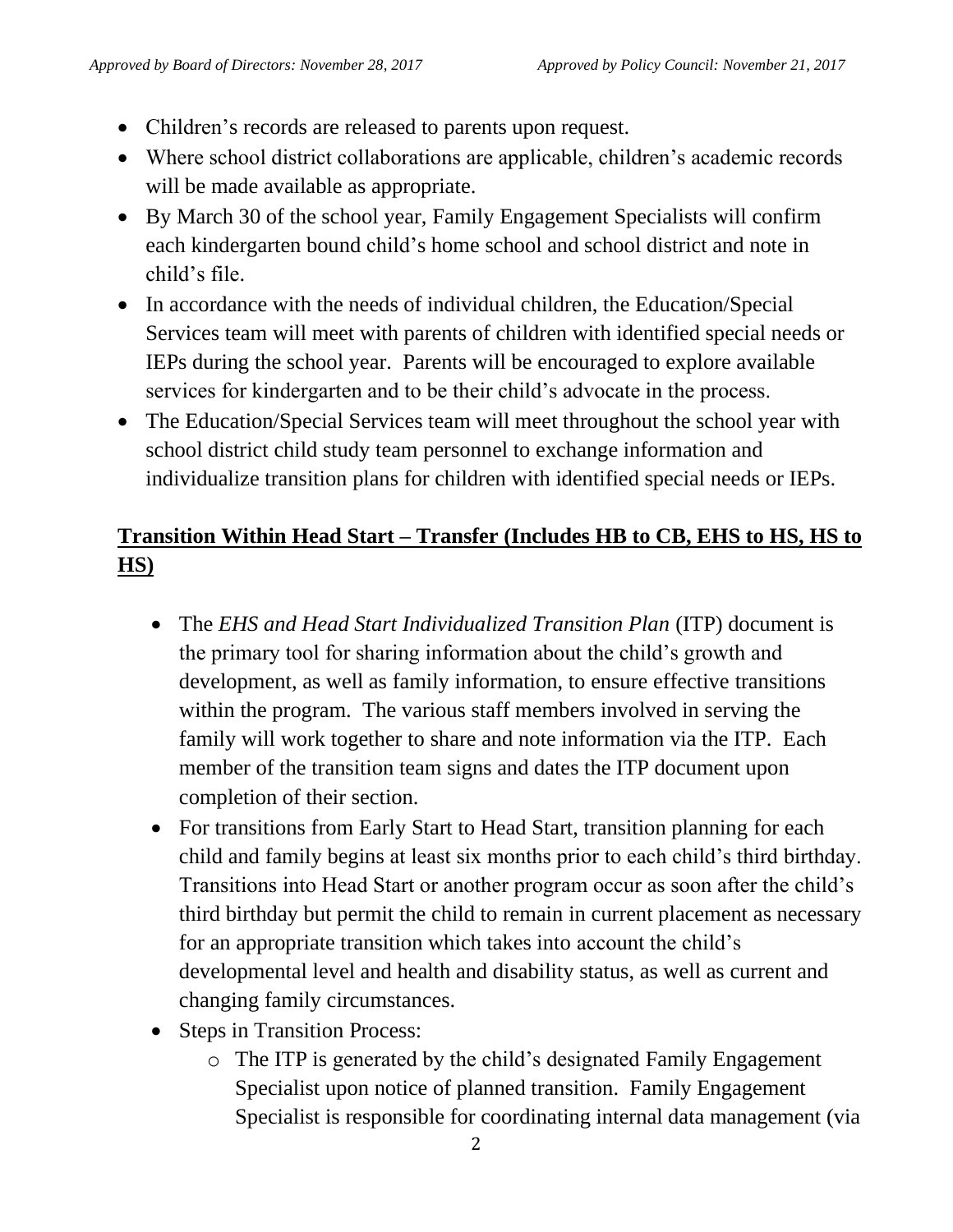- Children's records are released to parents upon request.
- Where school district collaborations are applicable, children's academic records will be made available as appropriate.
- By March 30 of the school year, Family Engagement Specialists will confirm each kindergarten bound child's home school and school district and note in child's file.
- In accordance with the needs of individual children, the Education/Special Services team will meet with parents of children with identified special needs or IEPs during the school year. Parents will be encouraged to explore available services for kindergarten and to be their child's advocate in the process.
- The Education/Special Services team will meet throughout the school year with school district child study team personnel to exchange information and individualize transition plans for children with identified special needs or IEPs.

**Transition Within Head Start – Transfer (Includes HB to CB, EHS to HS, HS to HS)**

- The *EHS and Head Start Individualized Transition Plan* (ITP) document is the primary tool for sharing information about the child's growth and development, as well as family information, to ensure effective transitions within the program. The various staff members involved in serving the family will work together to share and note information via the ITP. Each member of the transition team signs and dates the ITP document upon completion of their section.
- For transitions from Early Start to Head Start, transition planning for each child and family begins at least six months prior to each child's third birthday. Transitions into Head Start or another program occur as soon after the child's third birthday but permit the child to remain in current placement as necessary for an appropriate transition which takes into account the child's developmental level and health and disability status, as well as current and changing family circumstances.
- Steps in Transition Process:
  - The ITP is generated by the child's designated Family Engagement Specialist upon notice of planned transition. Family Engagement Specialist is responsible for coordinating internal data management (via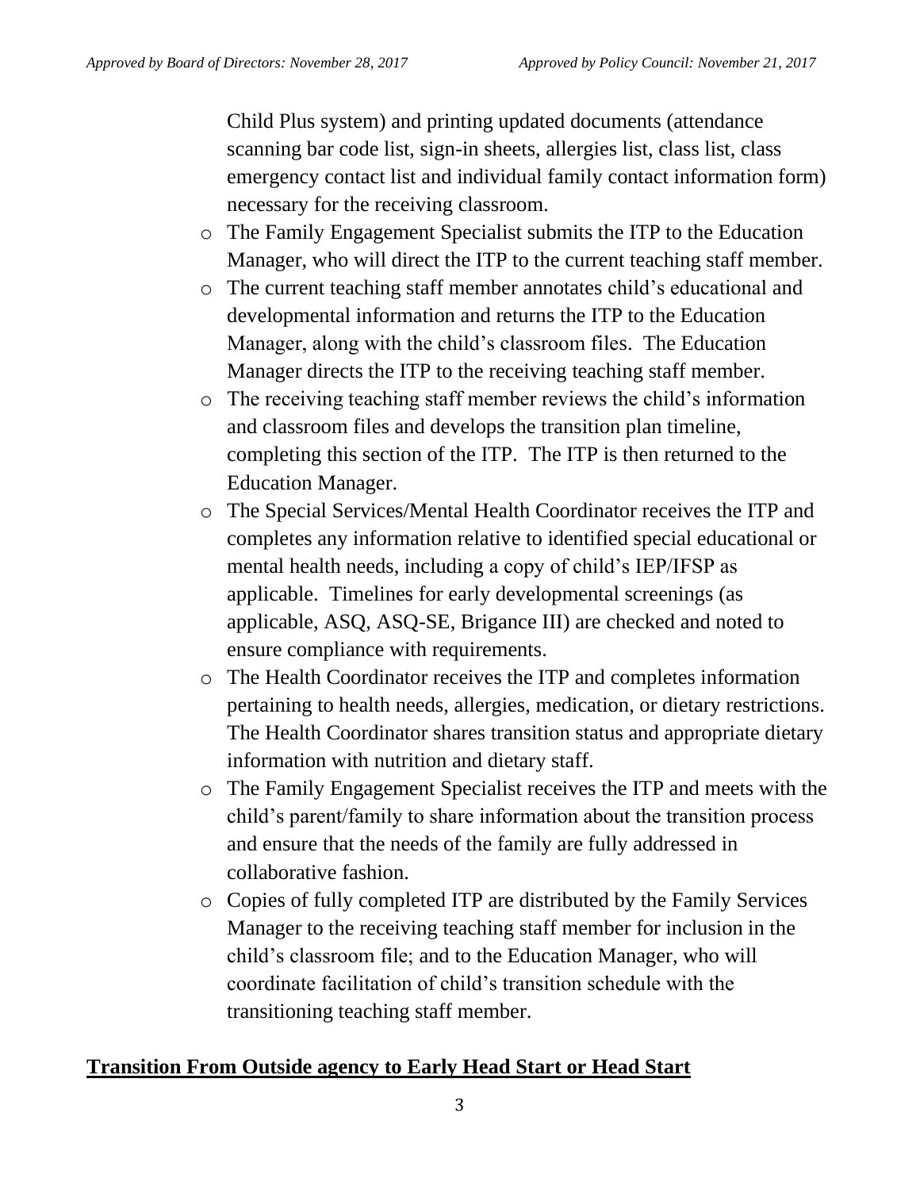Child Plus system) and printing updated documents (attendance scanning bar code list, sign-in sheets, allergies list, class list, class emergency contact list and individual family contact information form) necessary for the receiving classroom.

- The Family Engagement Specialist submits the ITP to the Education Manager, who will direct the ITP to the current teaching staff member.
- The current teaching staff member annotates child's educational and developmental information and returns the ITP to the Education Manager, along with the child's classroom files. The Education Manager directs the ITP to the receiving teaching staff member.
- The receiving teaching staff member reviews the child's information and classroom files and develops the transition plan timeline, completing this section of the ITP. The ITP is then returned to the Education Manager.
- The Special Services/Mental Health Coordinator receives the ITP and completes any information relative to identified special educational or mental health needs, including a copy of child's IEP/IFSP as applicable. Timelines for early developmental screenings (as applicable, ASQ, ASQ-SE, Brigance III) are checked and noted to ensure compliance with requirements.
- The Health Coordinator receives the ITP and completes information pertaining to health needs, allergies, medication, or dietary restrictions. The Health Coordinator shares transition status and appropriate dietary information with nutrition and dietary staff.
- The Family Engagement Specialist receives the ITP and meets with the child's parent/family to share information about the transition process and ensure that the needs of the family are fully addressed in collaborative fashion.
- Copies of fully completed ITP are distributed by the Family Services Manager to the receiving teaching staff member for inclusion in the child's classroom file; and to the Education Manager, who will coordinate facilitation of child's transition schedule with the transitioning teaching staff member.

**Transition From Outside agency to Early Head Start or Head Start**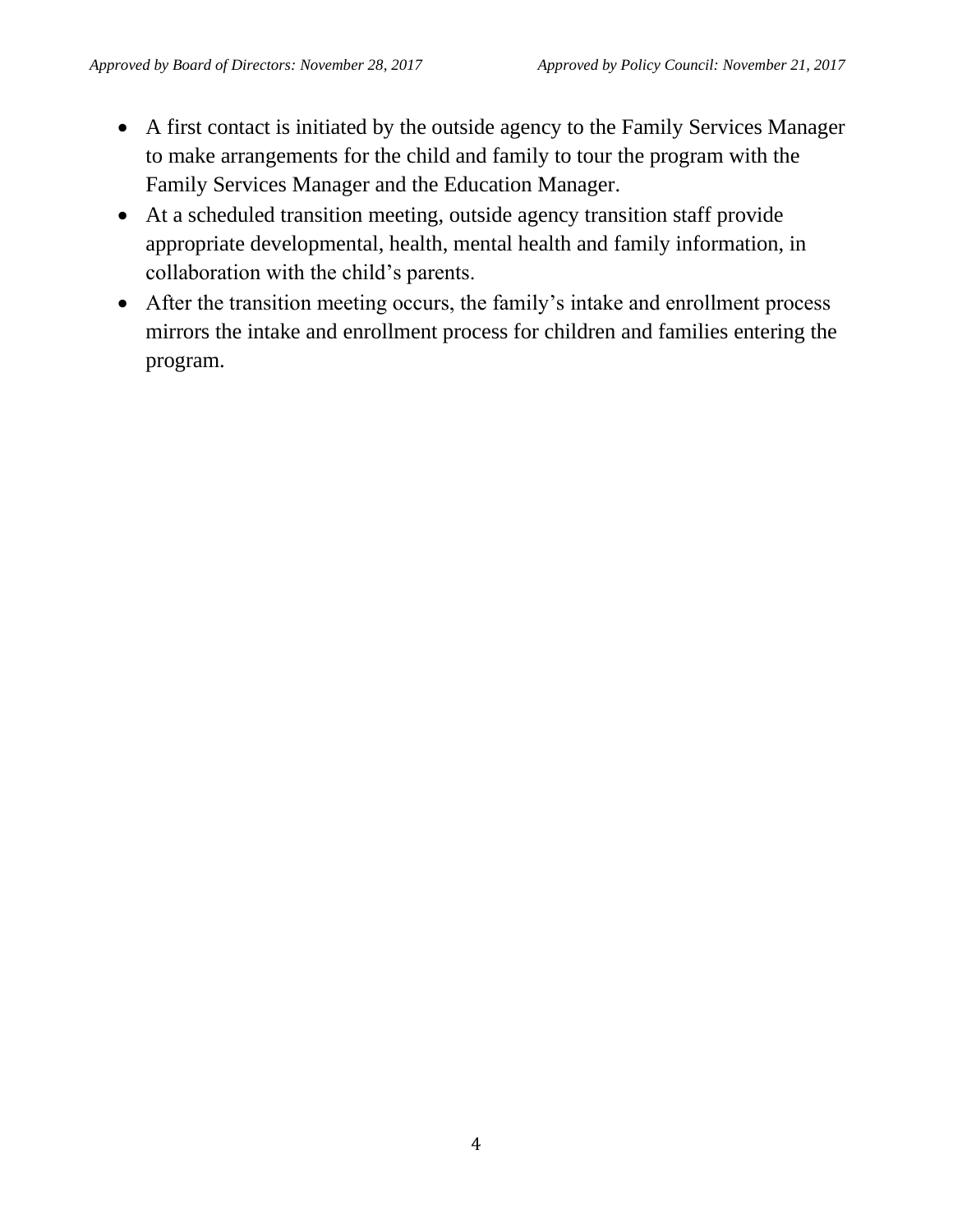- A first contact is initiated by the outside agency to the Family Services Manager to make arrangements for the child and family to tour the program with the Family Services Manager and the Education Manager.
- At a scheduled transition meeting, outside agency transition staff provide appropriate developmental, health, mental health and family information, in collaboration with the child's parents.
- After the transition meeting occurs, the family's intake and enrollment process mirrors the intake and enrollment process for children and families entering the program.